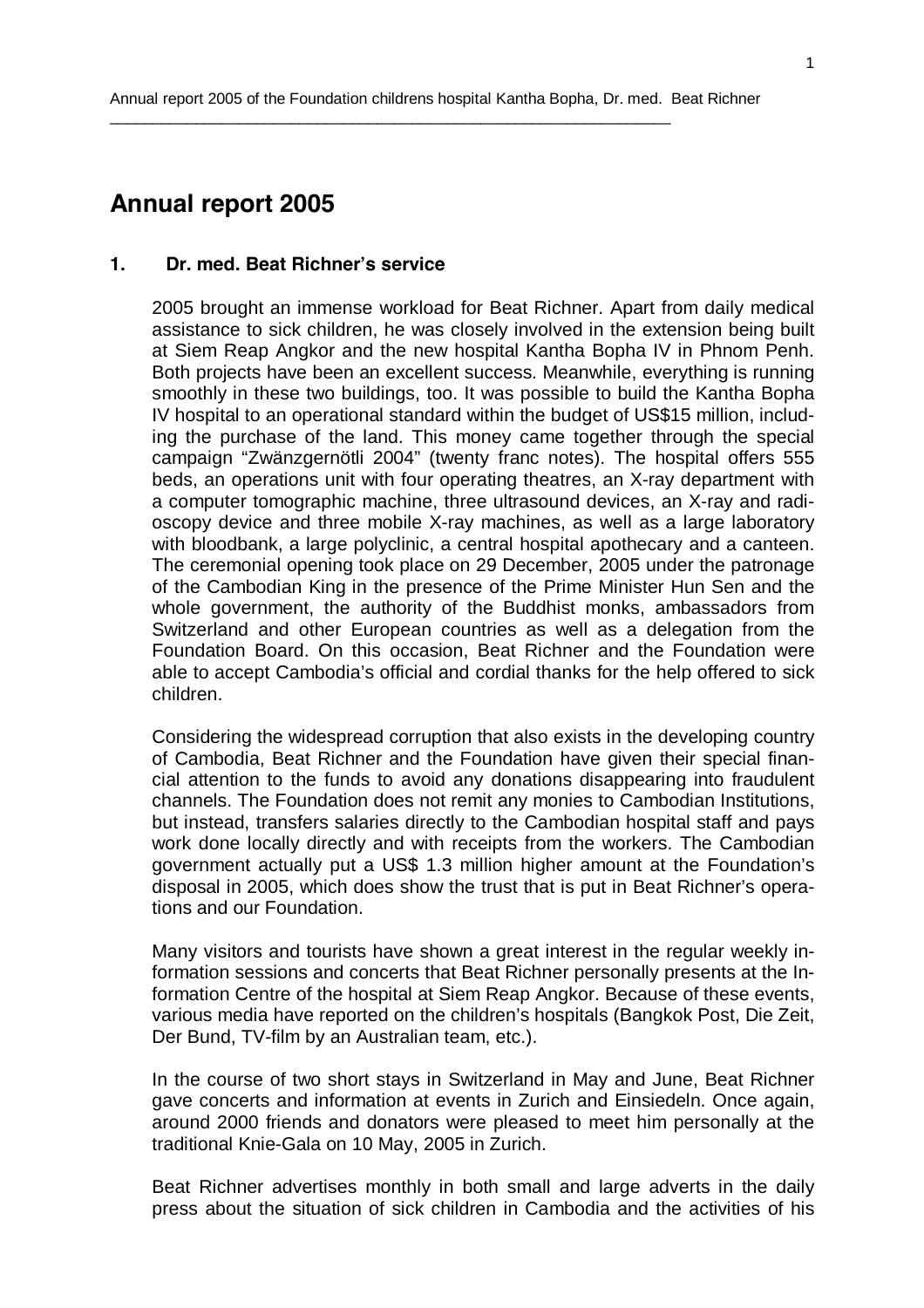# Annual report 2005

## 1. Dr. med. Beat Richner's service

2005 brought an immense workload for Beat Richner. Apart from daily medical assistance to sick children, he was closely involved in the extension being built at Siem Reap Angkor and the new hospital Kantha Bopha IV in Phnom Penh. Both projects have been an excellent success. Meanwhile, everything is running smoothly in these two buildings, too. It was possible to build the Kantha Bopha IV hospital to an operational standard within the budget of US$15 million, including the purchase of the land. This money came together through the special campaign "Zwänzgernötli 2004" (twenty franc notes). The hospital offers 555 beds, an operations unit with four operating theatres, an X-ray department with a computer tomographic machine, three ultrasound devices, an X-ray and radioscopy device and three mobile X-ray machines, as well as a large laboratory with bloodbank, a large polyclinic, a central hospital apothecary and a canteen. The ceremonial opening took place on 29 December, 2005 under the patronage of the Cambodian King in the presence of the Prime Minister Hun Sen and the whole government, the authority of the Buddhist monks, ambassadors from Switzerland and other European countries as well as a delegation from the Foundation Board. On this occasion, Beat Richner and the Foundation were able to accept Cambodia's official and cordial thanks for the help offered to sick children.

Considering the widespread corruption that also exists in the developing country of Cambodia, Beat Richner and the Foundation have given their special financial attention to the funds to avoid any donations disappearing into fraudulent channels. The Foundation does not remit any monies to Cambodian Institutions, but instead, transfers salaries directly to the Cambodian hospital staff and pays work done locally directly and with receipts from the workers. The Cambodian government actually put a US$ 1.3 million higher amount at the Foundation's disposal in 2005, which does show the trust that is put in Beat Richner's operations and our Foundation.

Many visitors and tourists have shown a great interest in the regular weekly information sessions and concerts that Beat Richner personally presents at the Information Centre of the hospital at Siem Reap Angkor. Because of these events, various media have reported on the children's hospitals (Bangkok Post, Die Zeit, Der Bund, TV-film by an Australian team, etc.).

In the course of two short stays in Switzerland in May and June, Beat Richner gave concerts and information at events in Zurich and Einsiedeln. Once again, around 2000 friends and donators were pleased to meet him personally at the traditional Knie-Gala on 10 May, 2005 in Zurich.

Beat Richner advertises monthly in both small and large adverts in the daily press about the situation of sick children in Cambodia and the activities of his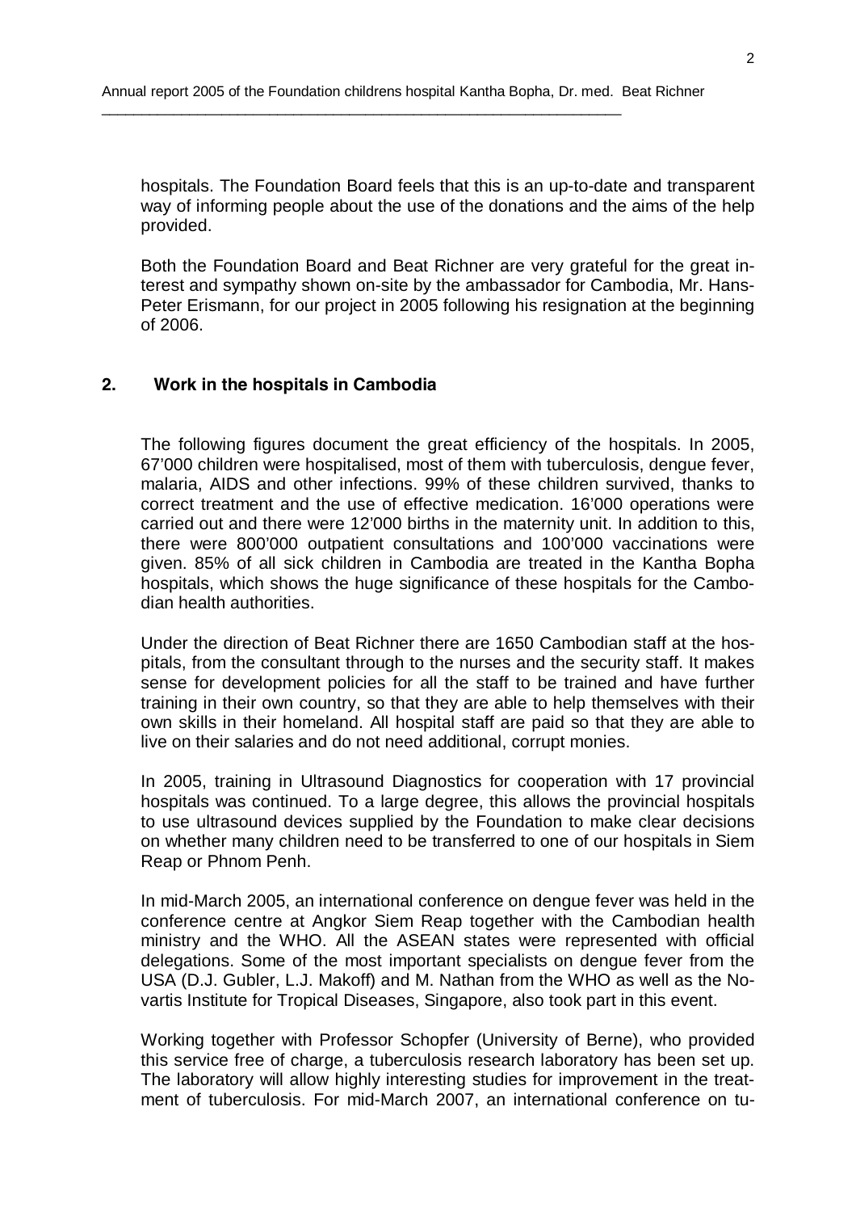hospitals. The Foundation Board feels that this is an up-to-date and transparent way of informing people about the use of the donations and the aims of the help provided.

Both the Foundation Board and Beat Richner are very grateful for the great interest and sympathy shown on-site by the ambassador for Cambodia, Mr. Hans-Peter Erismann, for our project in 2005 following his resignation at the beginning of 2006.

## 2. Work in the hospitals in Cambodia

The following figures document the great efficiency of the hospitals. In 2005, 67'000 children were hospitalised, most of them with tuberculosis, dengue fever, malaria, AIDS and other infections. 99% of these children survived, thanks to correct treatment and the use of effective medication. 16'000 operations were carried out and there were 12'000 births in the maternity unit. In addition to this, there were 800'000 outpatient consultations and 100'000 vaccinations were given. 85% of all sick children in Cambodia are treated in the Kantha Bopha hospitals, which shows the huge significance of these hospitals for the Cambodian health authorities.

Under the direction of Beat Richner there are 1650 Cambodian staff at the hospitals, from the consultant through to the nurses and the security staff. It makes sense for development policies for all the staff to be trained and have further training in their own country, so that they are able to help themselves with their own skills in their homeland. All hospital staff are paid so that they are able to live on their salaries and do not need additional, corrupt monies.

In 2005, training in Ultrasound Diagnostics for cooperation with 17 provincial hospitals was continued. To a large degree, this allows the provincial hospitals to use ultrasound devices supplied by the Foundation to make clear decisions on whether many children need to be transferred to one of our hospitals in Siem Reap or Phnom Penh.

In mid-March 2005, an international conference on dengue fever was held in the conference centre at Angkor Siem Reap together with the Cambodian health ministry and the WHO. All the ASEAN states were represented with official delegations. Some of the most important specialists on dengue fever from the USA (D.J. Gubler, L.J. Makoff) and M. Nathan from the WHO as well as the Novartis Institute for Tropical Diseases, Singapore, also took part in this event.

Working together with Professor Schopfer (University of Berne), who provided this service free of charge, a tuberculosis research laboratory has been set up. The laboratory will allow highly interesting studies for improvement in the treatment of tuberculosis. For mid-March 2007, an international conference on tu-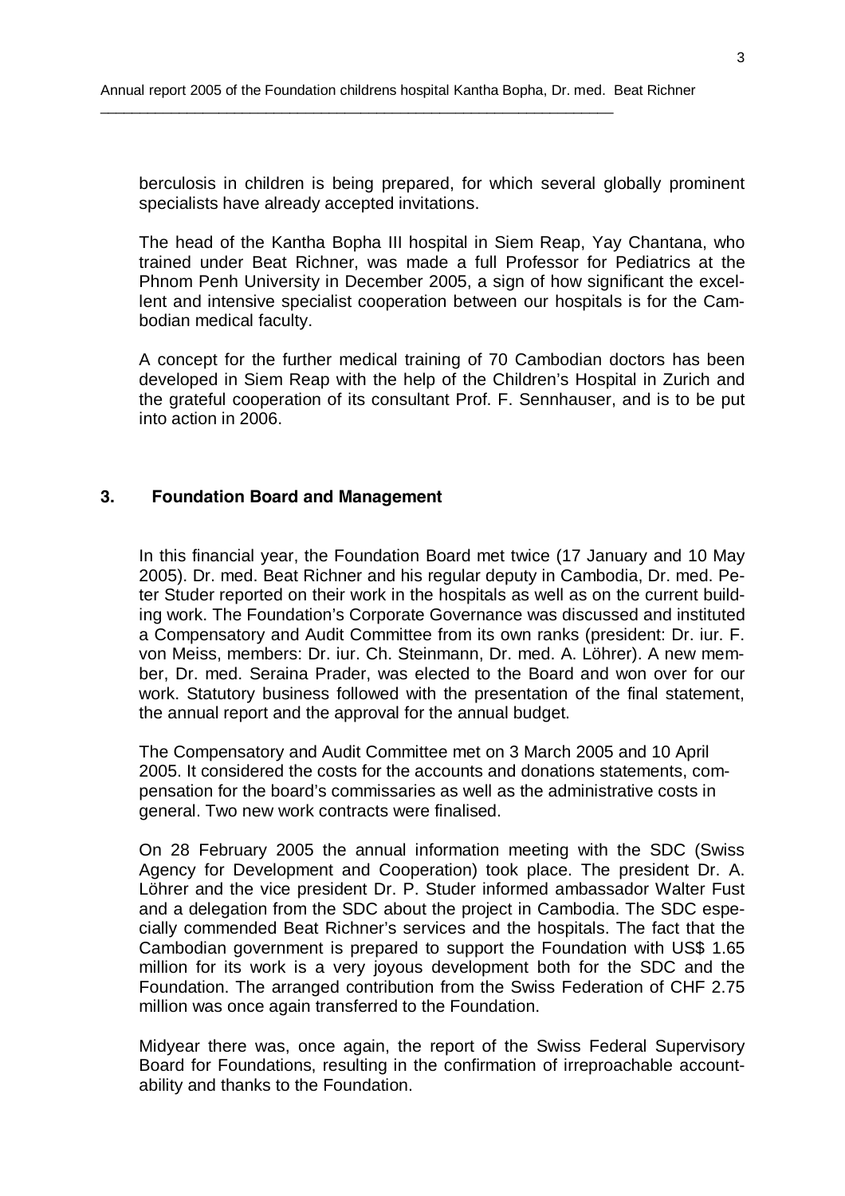berculosis in children is being prepared, for which several globally prominent specialists have already accepted invitations.

The head of the Kantha Bopha III hospital in Siem Reap, Yay Chantana, who trained under Beat Richner, was made a full Professor for Pediatrics at the Phnom Penh University in December 2005, a sign of how significant the excellent and intensive specialist cooperation between our hospitals is for the Cambodian medical faculty.

A concept for the further medical training of 70 Cambodian doctors has been developed in Siem Reap with the help of the Children's Hospital in Zurich and the grateful cooperation of its consultant Prof. F. Sennhauser, and is to be put into action in 2006.

## 3. Foundation Board and Management

In this financial year, the Foundation Board met twice (17 January and 10 May 2005). Dr. med. Beat Richner and his regular deputy in Cambodia, Dr. med. Peter Studer reported on their work in the hospitals as well as on the current building work. The Foundation's Corporate Governance was discussed and instituted a Compensatory and Audit Committee from its own ranks (president: Dr. iur. F. von Meiss, members: Dr. iur. Ch. Steinmann, Dr. med. A. Löhrer). A new member, Dr. med. Seraina Prader, was elected to the Board and won over for our work. Statutory business followed with the presentation of the final statement, the annual report and the approval for the annual budget.

The Compensatory and Audit Committee met on 3 March 2005 and 10 April 2005. It considered the costs for the accounts and donations statements, compensation for the board's commissaries as well as the administrative costs in general. Two new work contracts were finalised.

On 28 February 2005 the annual information meeting with the SDC (Swiss Agency for Development and Cooperation) took place. The president Dr. A. Löhrer and the vice president Dr. P. Studer informed ambassador Walter Fust and a delegation from the SDC about the project in Cambodia. The SDC especially commended Beat Richner's services and the hospitals. The fact that the Cambodian government is prepared to support the Foundation with US$ 1.65 million for its work is a very joyous development both for the SDC and the Foundation. The arranged contribution from the Swiss Federation of CHF 2.75 million was once again transferred to the Foundation.

Midyear there was, once again, the report of the Swiss Federal Supervisory Board for Foundations, resulting in the confirmation of irreproachable accountability and thanks to the Foundation.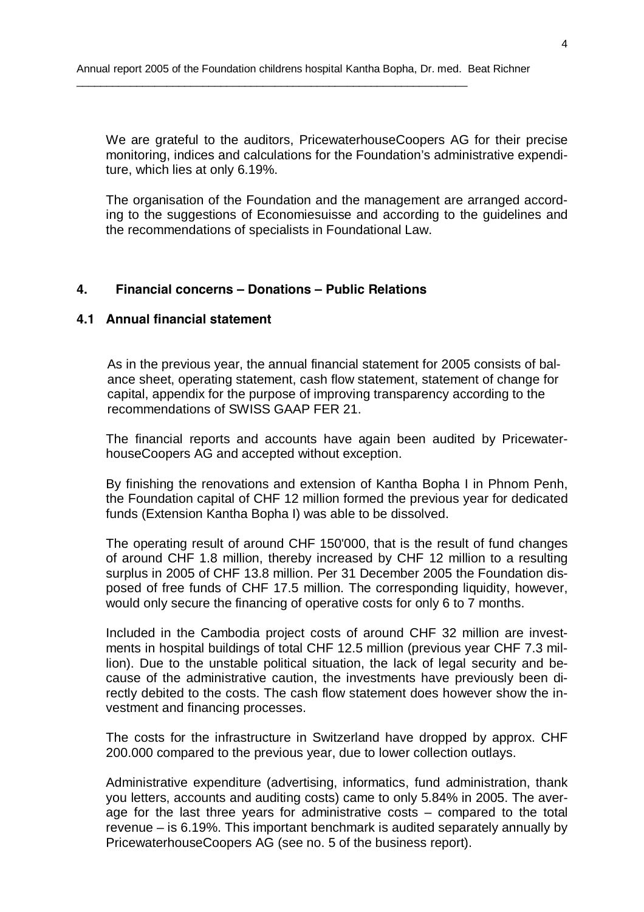We are grateful to the auditors, PricewaterhouseCoopers AG for their precise monitoring, indices and calculations for the Foundation's administrative expenditure, which lies at only 6.19%.

The organisation of the Foundation and the management are arranged according to the suggestions of Economiesuisse and according to the guidelines and the recommendations of specialists in Foundational Law.

## 4. Financial concerns – Donations – Public Relations

### 4.1 Annual financial statement

As in the previous year, the annual financial statement for 2005 consists of balance sheet, operating statement, cash flow statement, statement of change for capital, appendix for the purpose of improving transparency according to the recommendations of SWISS GAAP FER 21.

The financial reports and accounts have again been audited by PricewaterhouseCoopers AG and accepted without exception.

By finishing the renovations and extension of Kantha Bopha I in Phnom Penh, the Foundation capital of CHF 12 million formed the previous year for dedicated funds (Extension Kantha Bopha I) was able to be dissolved.

The operating result of around CHF 150'000, that is the result of fund changes of around CHF 1.8 million, thereby increased by CHF 12 million to a resulting surplus in 2005 of CHF 13.8 million. Per 31 December 2005 the Foundation disposed of free funds of CHF 17.5 million. The corresponding liquidity, however, would only secure the financing of operative costs for only 6 to 7 months.

Included in the Cambodia project costs of around CHF 32 million are investments in hospital buildings of total CHF 12.5 million (previous year CHF 7.3 million). Due to the unstable political situation, the lack of legal security and because of the administrative caution, the investments have previously been directly debited to the costs. The cash flow statement does however show the investment and financing processes.

The costs for the infrastructure in Switzerland have dropped by approx. CHF 200.000 compared to the previous year, due to lower collection outlays.

Administrative expenditure (advertising, informatics, fund administration, thank you letters, accounts and auditing costs) came to only 5.84% in 2005. The average for the last three years for administrative costs – compared to the total revenue – is 6.19%. This important benchmark is audited separately annually by PricewaterhouseCoopers AG (see no. 5 of the business report).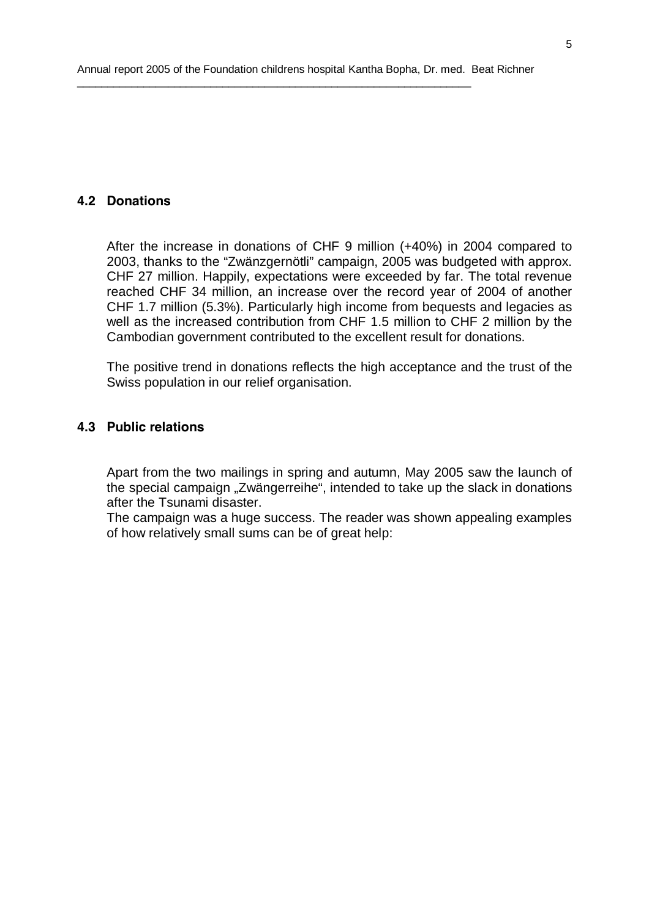## 4.2 Donations

After the increase in donations of CHF 9 million (+40%) in 2004 compared to 2003, thanks to the "Zwänzgernötli" campaign, 2005 was budgeted with approx. CHF 27 million. Happily, expectations were exceeded by far. The total revenue reached CHF 34 million, an increase over the record year of 2004 of another CHF 1.7 million (5.3%). Particularly high income from bequests and legacies as well as the increased contribution from CHF 1.5 million to CHF 2 million by the Cambodian government contributed to the excellent result for donations.

The positive trend in donations reflects the high acceptance and the trust of the Swiss population in our relief organisation.

## 4.3 Public relations

Apart from the two mailings in spring and autumn, May 2005 saw the launch of the special campaign „Zwängerreihe", intended to take up the slack in donations after the Tsunami disaster.

The campaign was a huge success. The reader was shown appealing examples of how relatively small sums can be of great help: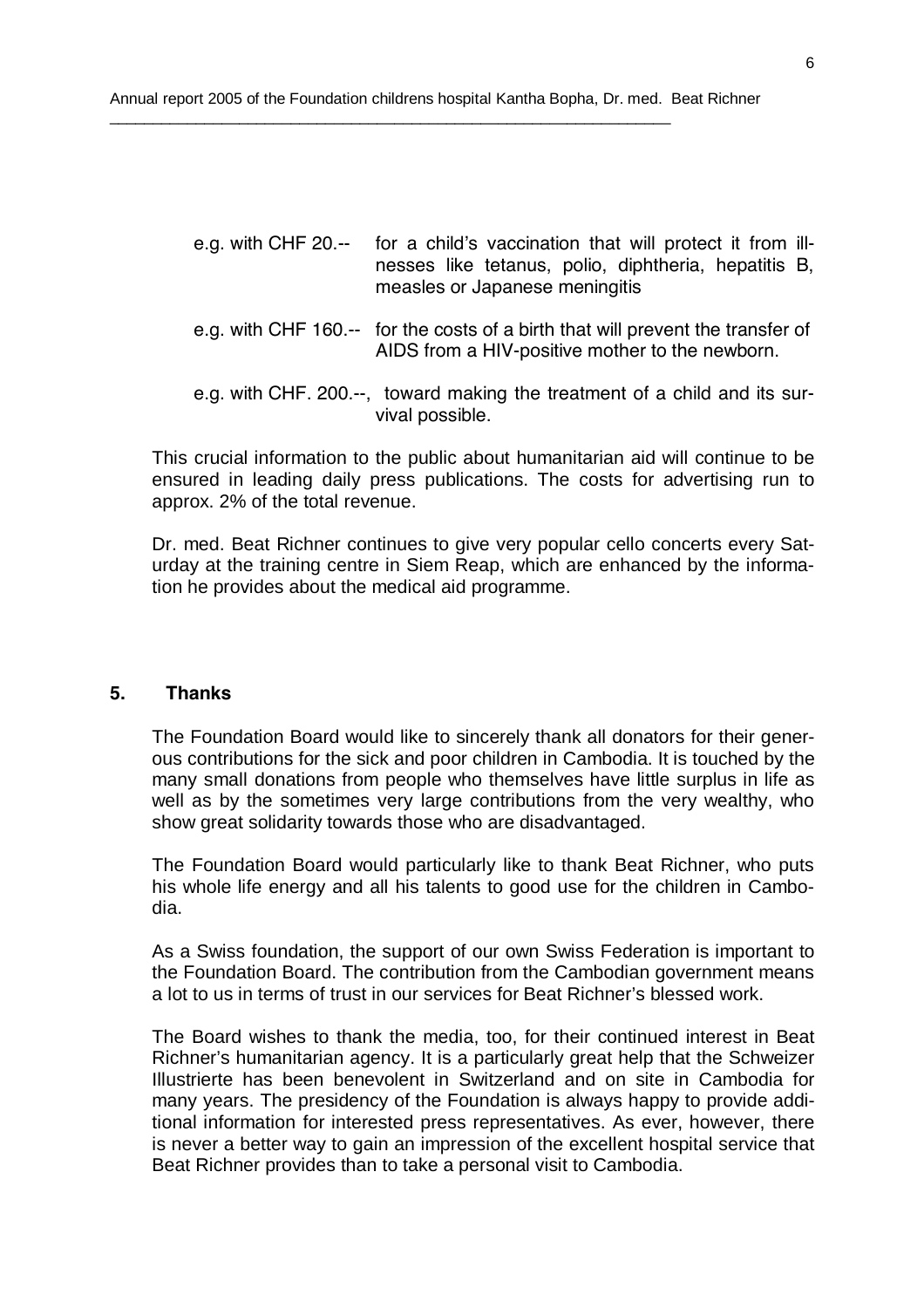- e.g. with CHF 20.-- for a child's vaccination that will protect it from illnesses like tetanus, polio, diphtheria, hepatitis B, measles or Japanese meningitis

- e.g. with CHF 160.-- for the costs of a birth that will prevent the transfer of AIDS from a HIV-positive mother to the newborn.

- e.g. with CHF. 200.--, toward making the treatment of a child and its survival possible.

This crucial information to the public about humanitarian aid will continue to be ensured in leading daily press publications. The costs for advertising run to approx. 2% of the total revenue.

Dr. med. Beat Richner continues to give very popular cello concerts every Saturday at the training centre in Siem Reap, which are enhanced by the information he provides about the medical aid programme.

## 5. Thanks

The Foundation Board would like to sincerely thank all donators for their generous contributions for the sick and poor children in Cambodia. It is touched by the many small donations from people who themselves have little surplus in life as well as by the sometimes very large contributions from the very wealthy, who show great solidarity towards those who are disadvantaged.

The Foundation Board would particularly like to thank Beat Richner, who puts his whole life energy and all his talents to good use for the children in Cambodia.

As a Swiss foundation, the support of our own Swiss Federation is important to the Foundation Board. The contribution from the Cambodian government means a lot to us in terms of trust in our services for Beat Richner's blessed work.

The Board wishes to thank the media, too, for their continued interest in Beat Richner's humanitarian agency. It is a particularly great help that the Schweizer Illustrierte has been benevolent in Switzerland and on site in Cambodia for many years. The presidency of the Foundation is always happy to provide additional information for interested press representatives. As ever, however, there is never a better way to gain an impression of the excellent hospital service that Beat Richner provides than to take a personal visit to Cambodia.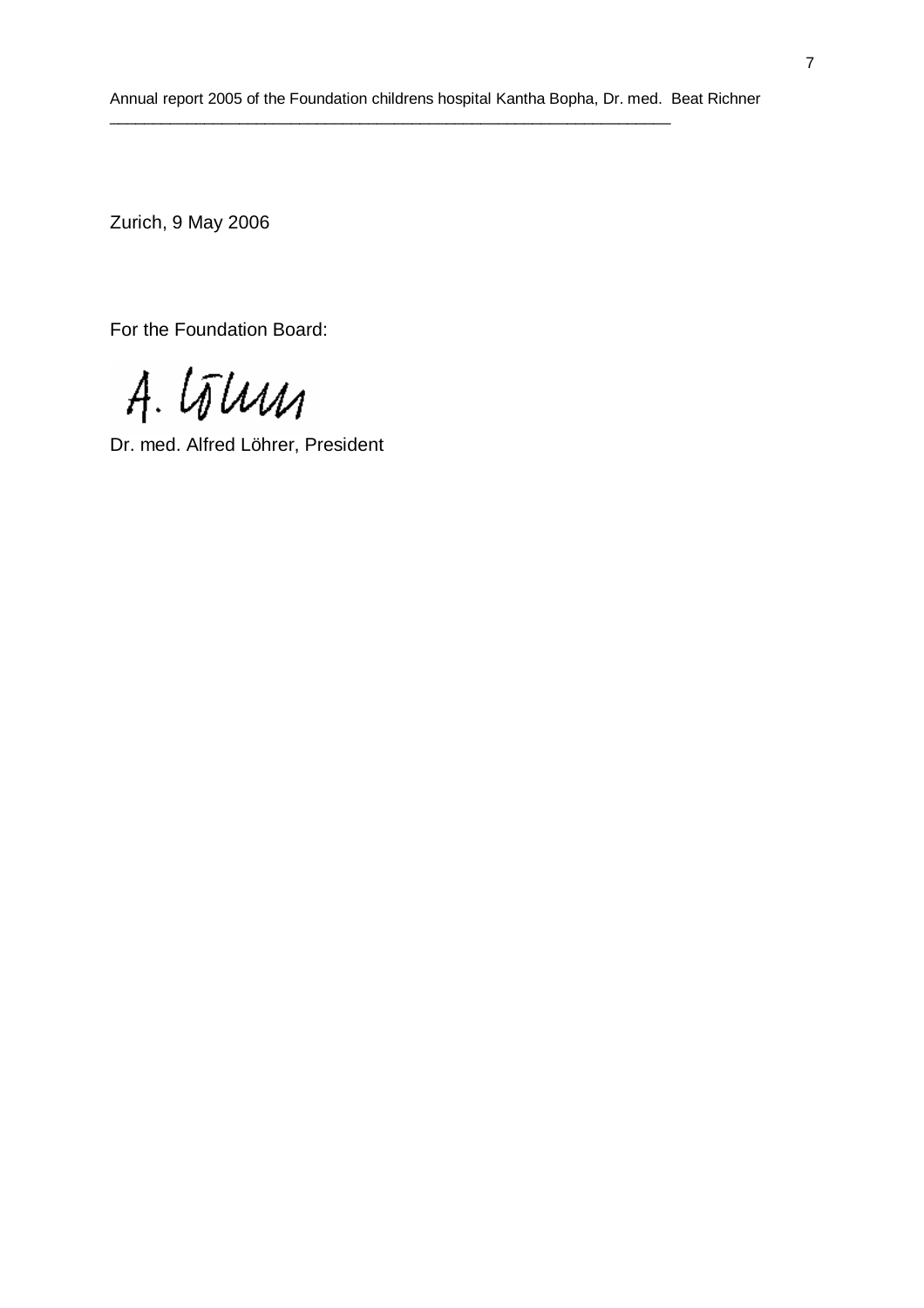Zurich, 9 May 2006

For the Foundation Board:

Dr. med. Alfred Löhrer, President